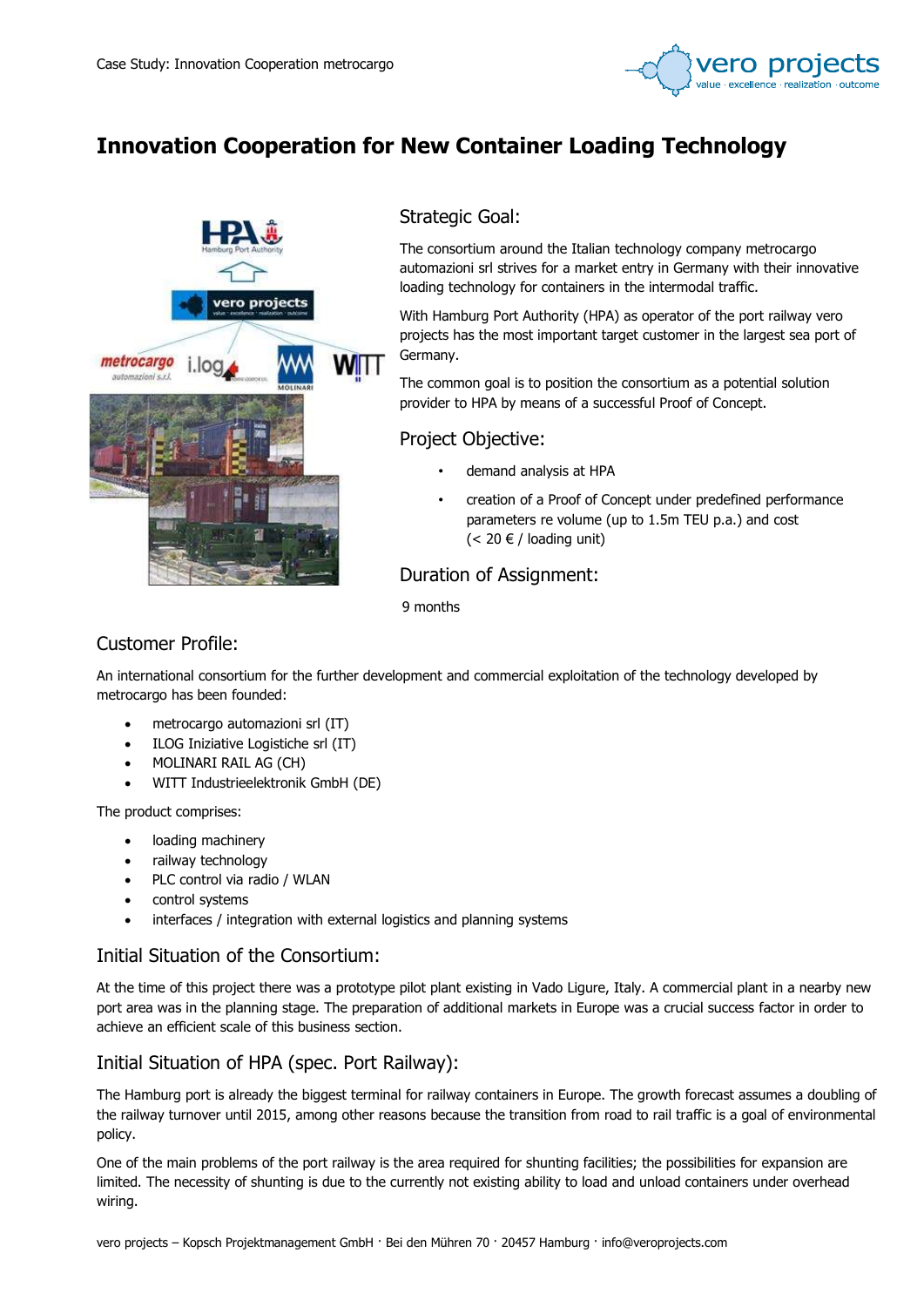# Innovation Cooperation for New Container Loading Technology

## Strategic Goal:

The consortium around the Italian technology company metrocargo automazioni srl strives for a market entry in Germany with their innovative loading technology for containers in the intermodal traffic.

With Hamburg Port Authority (HPA) as operator of the port railway vero projects has the most important target customer in the largest sea port of Germany.

The common goal is to position the consortium as a potential solution provider to HPA by means of a successful Proof of Concept.

## Project Objective:

- demand analysis at HPA
- creation of a Proof of Concept under predefined performance parameters re volume (up to 1.5m TEU p.a.) and cost (< 20 € / loading unit)

## Duration of Assignment:

9 months

## Customer Profile:

An international consortium for the further development and commercial exploitation of the technology developed by metrocargo has been founded:

- metrocargo automazioni srl (IT)
- ILOG Iniziative Logistiche srl (IT)
- MOLINARI RAIL AG (CH)
- WITT Industrieelektronik GmbH (DE)

The product comprises:

- loading machinery
- railway technology
- PLC control via radio / WLAN
- control systems
- interfaces / integration with external logistics and planning systems

## Initial Situation of the Consortium:

At the time of this project there was a prototype pilot plant existing in Vado Ligure, Italy. A commercial plant in a nearby new port area was in the planning stage. The preparation of additional markets in Europe was a crucial success factor in order to achieve an efficient scale of this business section.

## Initial Situation of HPA (spec. Port Railway):

The Hamburg port is already the biggest terminal for railway containers in Europe. The growth forecast assumes a doubling of the railway turnover until 2015, among other reasons because the transition from road to rail traffic is a goal of environmental policy.

One of the main problems of the port railway is the area required for shunting facilities; the possibilities for expansion are limited. The necessity of shunting is due to the currently not existing ability to load and unload containers under overhead wiring.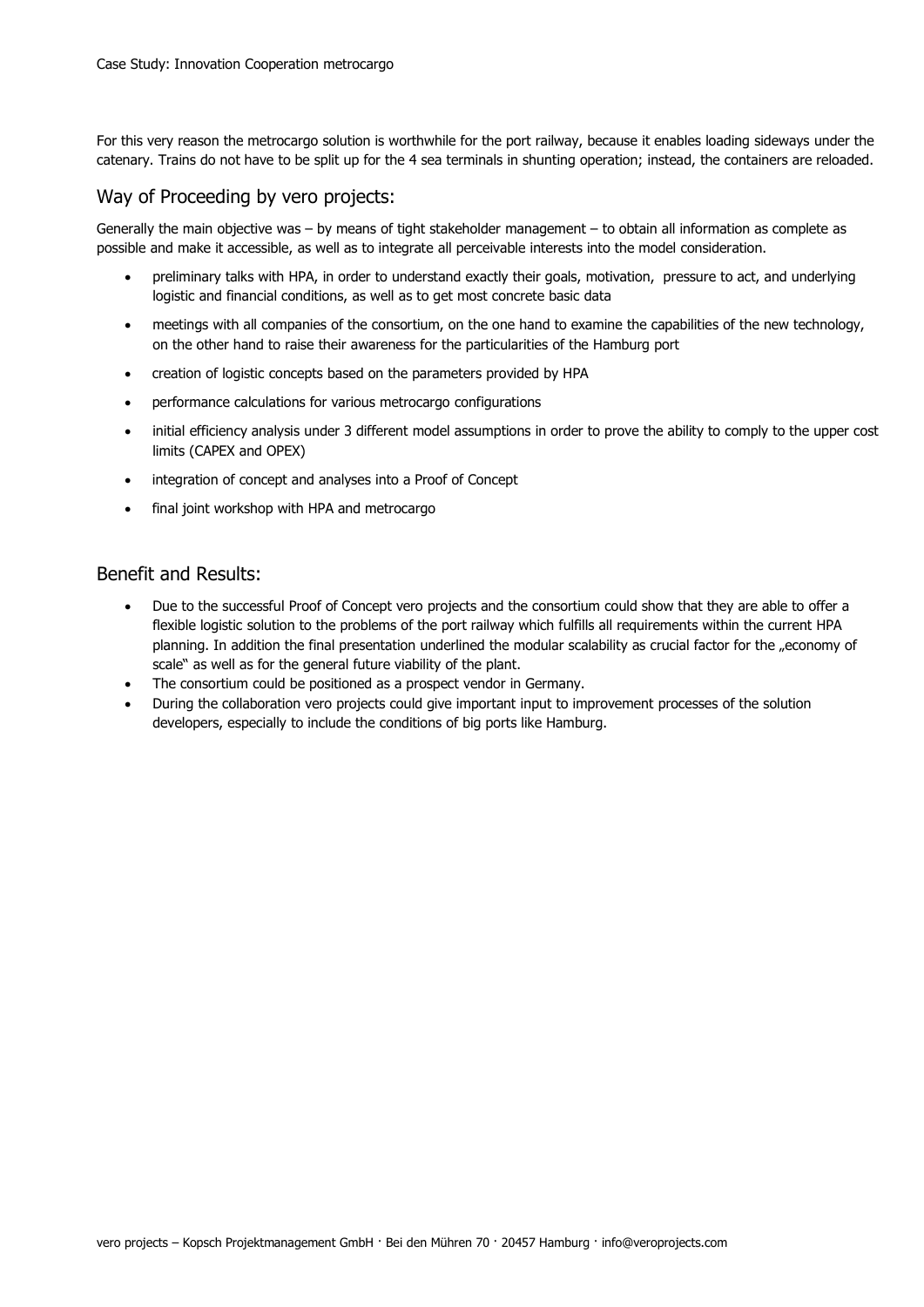For this very reason the metrocargo solution is worthwhile for the port railway, because it enables loading sideways under the catenary. Trains do not have to be split up for the 4 sea terminals in shunting operation; instead, the containers are reloaded.

## Way of Proceeding by vero projects:

Generally the main objective was – by means of tight stakeholder management – to obtain all information as complete as possible and make it accessible, as well as to integrate all perceivable interests into the model consideration.

- preliminary talks with HPA, in order to understand exactly their goals, motivation, pressure to act, and underlying logistic and financial conditions, as well as to get most concrete basic data
- meetings with all companies of the consortium, on the one hand to examine the capabilities of the new technology, on the other hand to raise their awareness for the particularities of the Hamburg port
- creation of logistic concepts based on the parameters provided by HPA
- performance calculations for various metrocargo configurations
- initial efficiency analysis under 3 different model assumptions in order to prove the ability to comply to the upper cost limits (CAPEX and OPEX)
- integration of concept and analyses into a Proof of Concept
- final joint workshop with HPA and metrocargo

## Benefit and Results:

- Due to the successful Proof of Concept vero projects and the consortium could show that they are able to offer a flexible logistic solution to the problems of the port railway which fulfills all requirements within the current HPA planning. In addition the final presentation underlined the modular scalability as crucial factor for the „economy of scale" as well as for the general future viability of the plant.
- The consortium could be positioned as a prospect vendor in Germany.
- During the collaboration vero projects could give important input to improvement processes of the solution developers, especially to include the conditions of big ports like Hamburg.